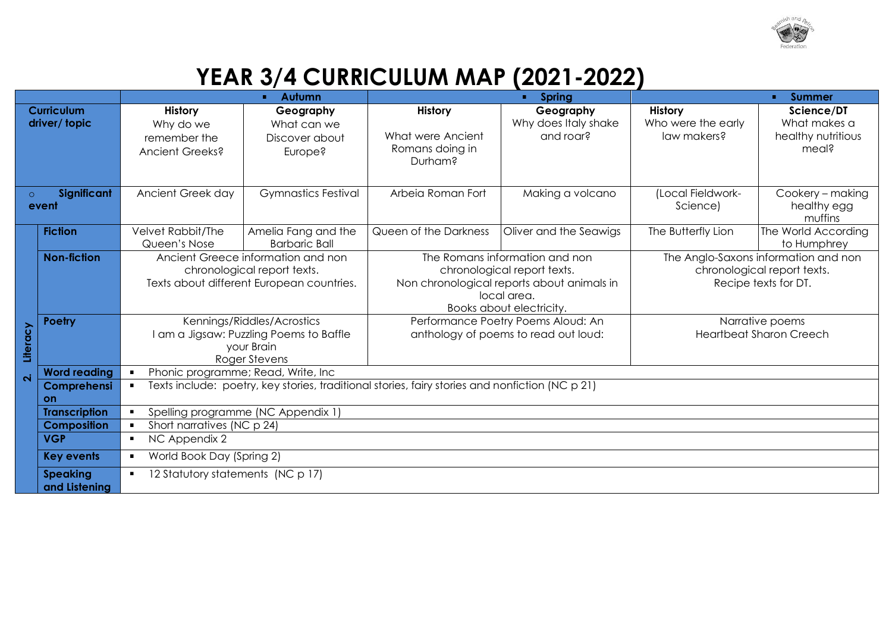# YEAR 3/4 CURRICULUM MAP (2021-2022)

| | | Autumn | | Spring | | Summer | |
|---|---|---|---|---|---|---|---|
| **Curriculum driver/ topic** | | **History** Why do we remember the Ancient Greeks? | **Geography** What can we Discover about Europe? | **History** What were Ancient Romans doing in Durham? | **Geography** Why does Italy shake and roar? | **History** Who were the early law makers? | **Science/DT** What makes a healthy nutritious meal? |
| **Significant event** | | Ancient Greek day | Gymnastics Festival | Arbeia Roman Fort | Making a volcano | (Local Fieldwork-Science) | Cookery – making healthy egg muffins |
| **2. Literacy** | **Fiction** | Velvet Rabbit/The Queen's Nose | Amelia Fang and the Barbaric Ball | Queen of the Darkness | Oliver and the Seawigs | The Butterfly Lion | The World According to Humphrey |
| | **Non-fiction** | Ancient Greece information and non chronological report texts. Texts about different European countries. | | The Romans information and non chronological report texts. Non chronological reports about animals in local area. Books about electricity. | | The Anglo-Saxons information and non chronological report texts. Recipe texts for DT. | |
| | **Poetry** | Kennings/Riddles/Acrostics I am a Jigsaw: Puzzling Poems to Baffle your Brain Roger Stevens | | Performance Poetry Poems Aloud: An anthology of poems to read out loud: | | Narrative poems Heartbeat Sharon Creech | |
| | **Word reading** | Phonic programme; Read, Write, Inc | | | | | |
| | **Comprehension** | Texts include: poetry, key stories, traditional stories, fairy stories and nonfiction (NC p 21) | | | | | |
| | **Transcription** | Spelling programme (NC Appendix 1) | | | | | |
| | **Composition** | Short narratives (NC p 24) | | | | | |
| | **VGP** | NC Appendix 2 | | | | | |
| | **Key events** | World Book Day (Spring 2) | | | | | |
| | **Speaking and Listening** | 12 Statutory statements (NC p 17) | | | | | |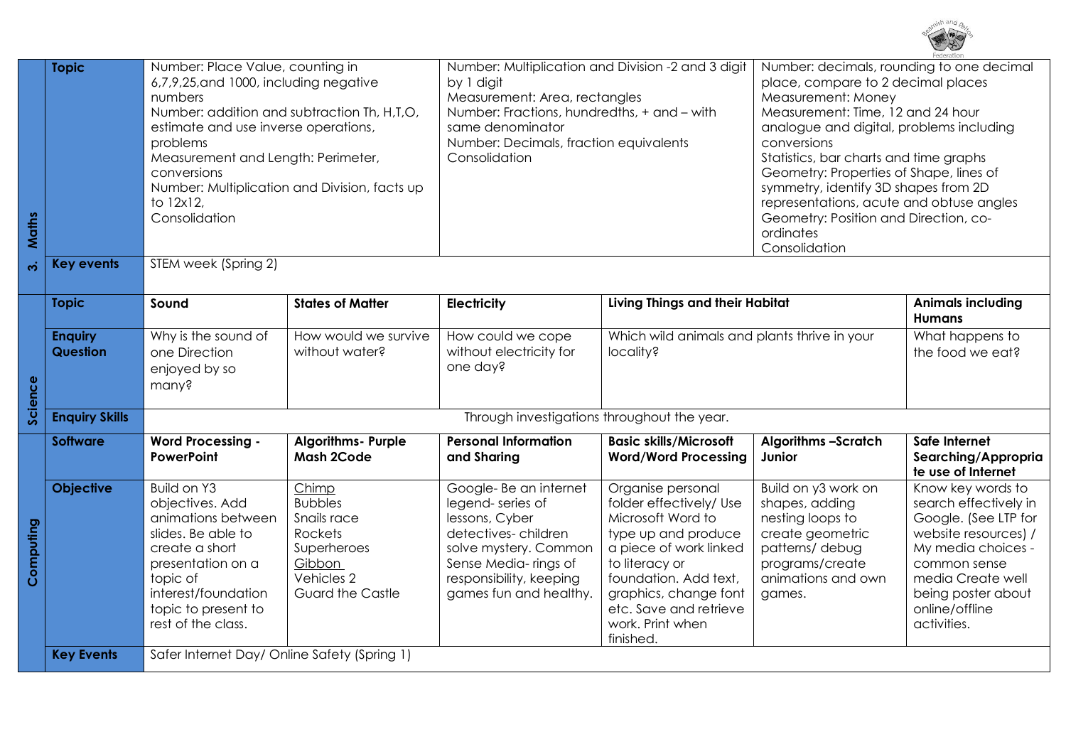| | | | | | | | |
|---|---|---|---|---|---|---|---|
| **3. Maths** | **Topic** | Number: Place Value, counting in 6,7,9,25,and 1000, including negative numbers<br>Number: addition and subtraction Th, H,T,O, estimate and use inverse operations, problems<br>Measurement and Length: Perimeter, conversions<br>Number: Multiplication and Division, facts up to 12x12,<br>Consolidation | | Number: Multiplication and Division -2 and 3 digit by 1 digit<br>Measurement: Area, rectangles<br>Number: Fractions, hundredths, + and – with same denominator<br>Number: Decimals, fraction equivalents<br>Consolidation | | Number: decimals, rounding to one decimal place, compare to 2 decimal places<br>Measurement: Money<br>Measurement: Time, 12 and 24 hour analogue and digital, problems including conversions<br>Statistics, bar charts and time graphs<br>Geometry: Properties of Shape, lines of symmetry, identify 3D shapes from 2D representations, acute and obtuse angles<br>Geometry: Position and Direction, co-ordinates<br>Consolidation | |
| | **Key events** | STEM week (Spring 2) | | | | | |
| **Science** | **Topic** | **Sound** | **States of Matter** | **Electricity** | **Living Things and their Habitat** | | **Animals including Humans** |
| | **Enquiry Question** | Why is the sound of one Direction enjoyed by so many? | How would we survive without water? | How could we cope without electricity for one day? | Which wild animals and plants thrive in your locality? | | What happens to the food we eat? |
| | **Enquiry Skills** | Through investigations throughout the year. | | | | | |
| **Computing** | **Software** | **Word Processing - PowerPoint** | **Algorithms- Purple Mash 2Code** | **Personal Information and Sharing** | **Basic skills/Microsoft Word/Word Processing** | **Algorithms –Scratch Junior** | **Safe Internet Searching/Appropriate use of Internet** |
| | **Objective** | Build on Y3 objectives. Add animations between slides. Be able to create a short presentation on a topic of interest/foundation topic to present to rest of the class. | Chimp<br>Bubbles<br>Snails race<br>Rockets<br>Superheroes<br>Gibbon<br>Vehicles 2<br>Guard the Castle | Google- Be an internet legend- series of lessons, Cyber detectives- children solve mystery. Common Sense Media- rings of responsibility, keeping games fun and healthy. | Organise personal folder effectively/ Use Microsoft Word to type up and produce a piece of work linked to literacy or foundation. Add text, graphics, change font etc. Save and retrieve work. Print when finished. | Build on y3 work on shapes, adding nesting loops to create geometric patterns/ debug programs/create animations and own games. | Know key words to search effectively in Google. (See LTP for website resources) / My media choices - common sense media Create well being poster about online/offline activities. |
| | **Key Events** | Safer Internet Day/ Online Safety (Spring 1) | | | | | |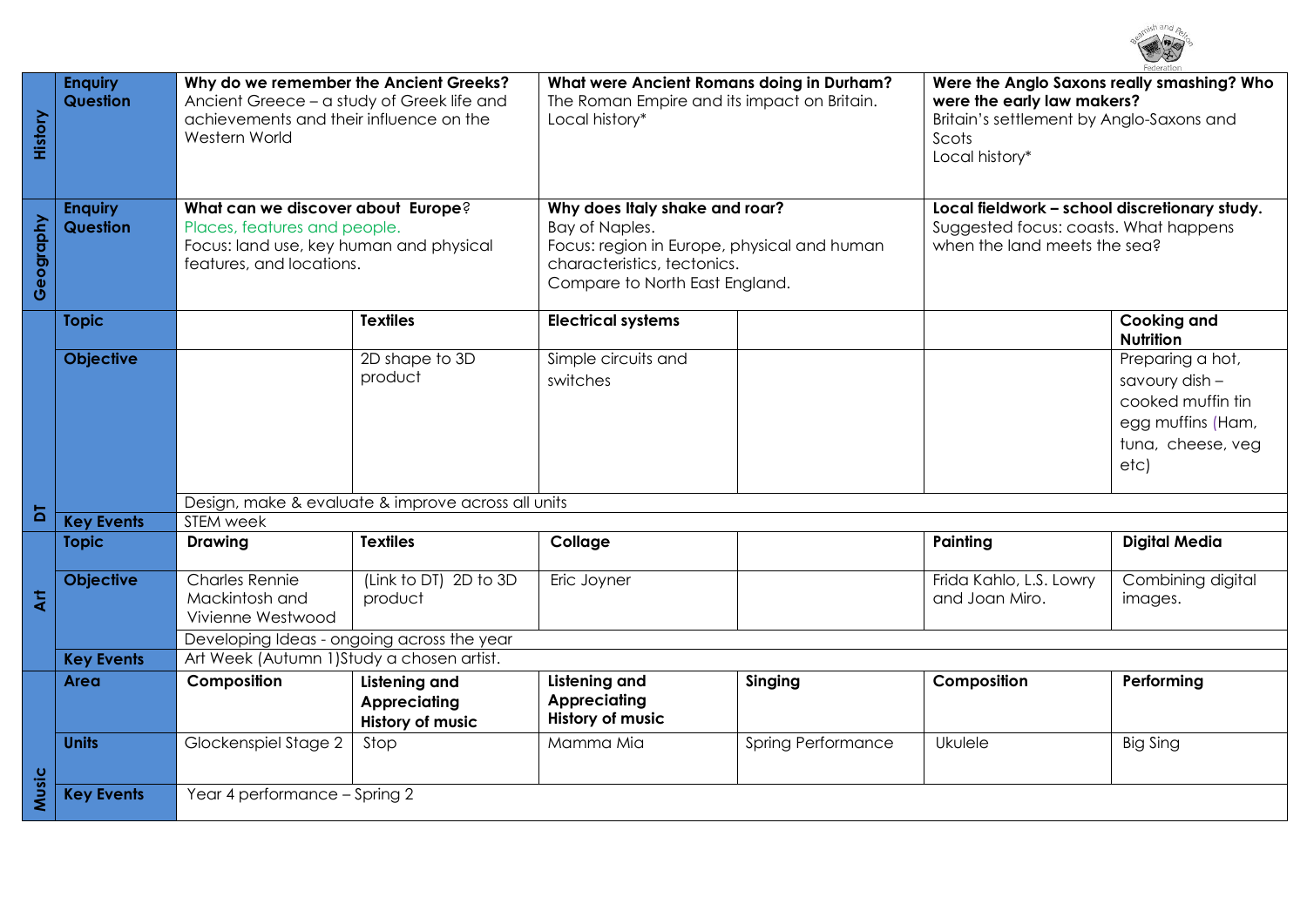| | | | | | | | |
|---|---|---|---|---|---|---|---|
| History | Enquiry Question | **Why do we remember the Ancient Greeks?** Ancient Greece – a study of Greek life and achievements and their influence on the Western World | | **What were Ancient Romans doing in Durham?** The Roman Empire and its impact on Britain. Local history* | | **Were the Anglo Saxons really smashing? Who were the early law makers?** Britain's settlement by Anglo-Saxons and Scots Local history* | |
| Geography | Enquiry Question | **What can we discover about Europe?** Places, features and people. Focus: land use, key human and physical features, and locations. | | **Why does Italy shake and roar?** Bay of Naples. Focus: region in Europe, physical and human characteristics, tectonics. Compare to North East England. | | **Local fieldwork – school discretionary study.** Suggested focus: coasts. What happens when the land meets the sea? | |
| DT | Topic | | **Textiles** | **Electrical systems** | | | **Cooking and Nutrition** |
| | Objective | | 2D shape to 3D product | Simple circuits and switches | | | Preparing a hot, savoury dish – cooked muffin tin egg muffins (Ham, tuna, cheese, veg etc) |
| | | Design, make & evaluate & improve across all units | | | | | |
| | Key Events | STEM week | | | | | |
| Art | Topic | **Drawing** | **Textiles** | **Collage** | | **Painting** | **Digital Media** |
| | Objective | Charles Rennie Mackintosh and Vivienne Westwood | (Link to DT) 2D to 3D product | Eric Joyner | | Frida Kahlo, L.S. Lowry and Joan Miro. | Combining digital images. |
| | | Developing Ideas - ongoing across the year | | | | | |
| | Key Events | Art Week (Autumn 1)Study a chosen artist. | | | | | |
| Music | Area | **Composition** | **Listening and Appreciating History of music** | **Listening and Appreciating History of music** | **Singing** | **Composition** | **Performing** |
| | Units | Glockenspiel Stage 2 | Stop | Mamma Mia | Spring Performance | Ukulele | Big Sing |
| | Key Events | Year 4 performance – Spring 2 | | | | | |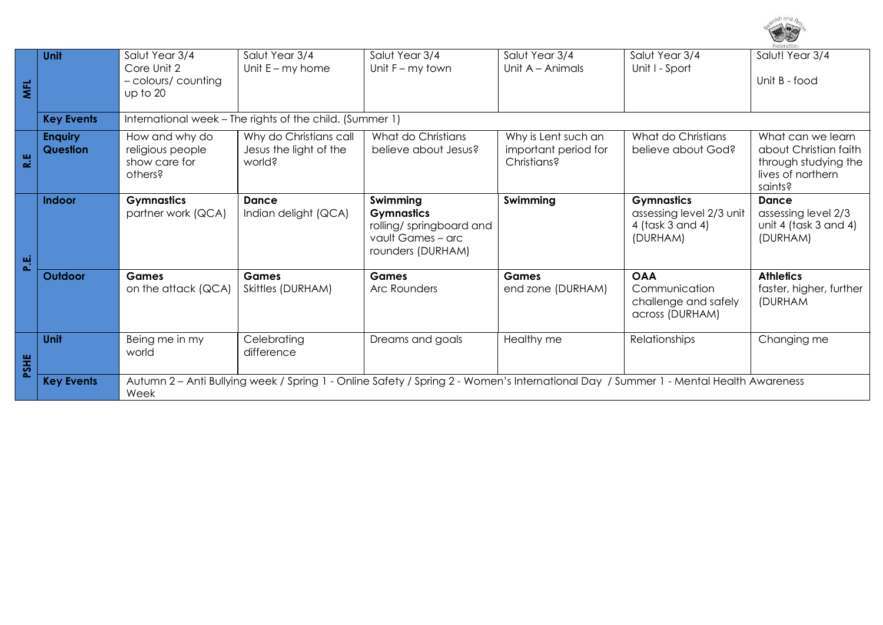| | | | | | | | |
|---|---|---|---|---|---|---|---|
| **MFL** | **Unit** | Salut Year 3/4 Core Unit 2 – colours/ counting up to 20 | Salut Year 3/4 Unit E – my home | Salut Year 3/4 Unit F – my town | Salut Year 3/4 Unit A – Animals | Salut Year 3/4 Unit I - Sport | Salut! Year 3/4 Unit B - food |
| | **Key Events** | International week – The rights of the child. (Summer 1) | | | | | |
| **R.E** | **Enquiry Question** | How and why do religious people show care for others? | Why do Christians call Jesus the light of the world? | What do Christians believe about Jesus? | Why is Lent such an important period for Christians? | What do Christians believe about God? | What can we learn about Christian faith through studying the lives of northern saints? |
| **P.E.** | **Indoor** | **Gymnastics** partner work (QCA) | **Dance** Indian delight (QCA) | **Swimming** **Gymnastics** rolling/ springboard and vault Games – arc rounders (DURHAM) | **Swimming** | **Gymnastics** assessing level 2/3 unit 4 (task 3 and 4) (DURHAM) | **Dance** assessing level 2/3 unit 4 (task 3 and 4) (DURHAM) |
| | **Outdoor** | **Games** on the attack (QCA) | **Games** Skittles (DURHAM) | **Games** Arc Rounders | **Games** end zone (DURHAM) | **OAA** Communication challenge and safely across (DURHAM) | **Athletics** faster, higher, further (DURHAM |
| **PSHE** | **Unit** | Being me in my world | Celebrating difference | Dreams and goals | Healthy me | Relationships | Changing me |
| | **Key Events** | Autumn 2 – Anti Bullying week / Spring 1 - Online Safety / Spring 2 - Women's International Day / Summer 1 - Mental Health Awareness Week | | | | | |